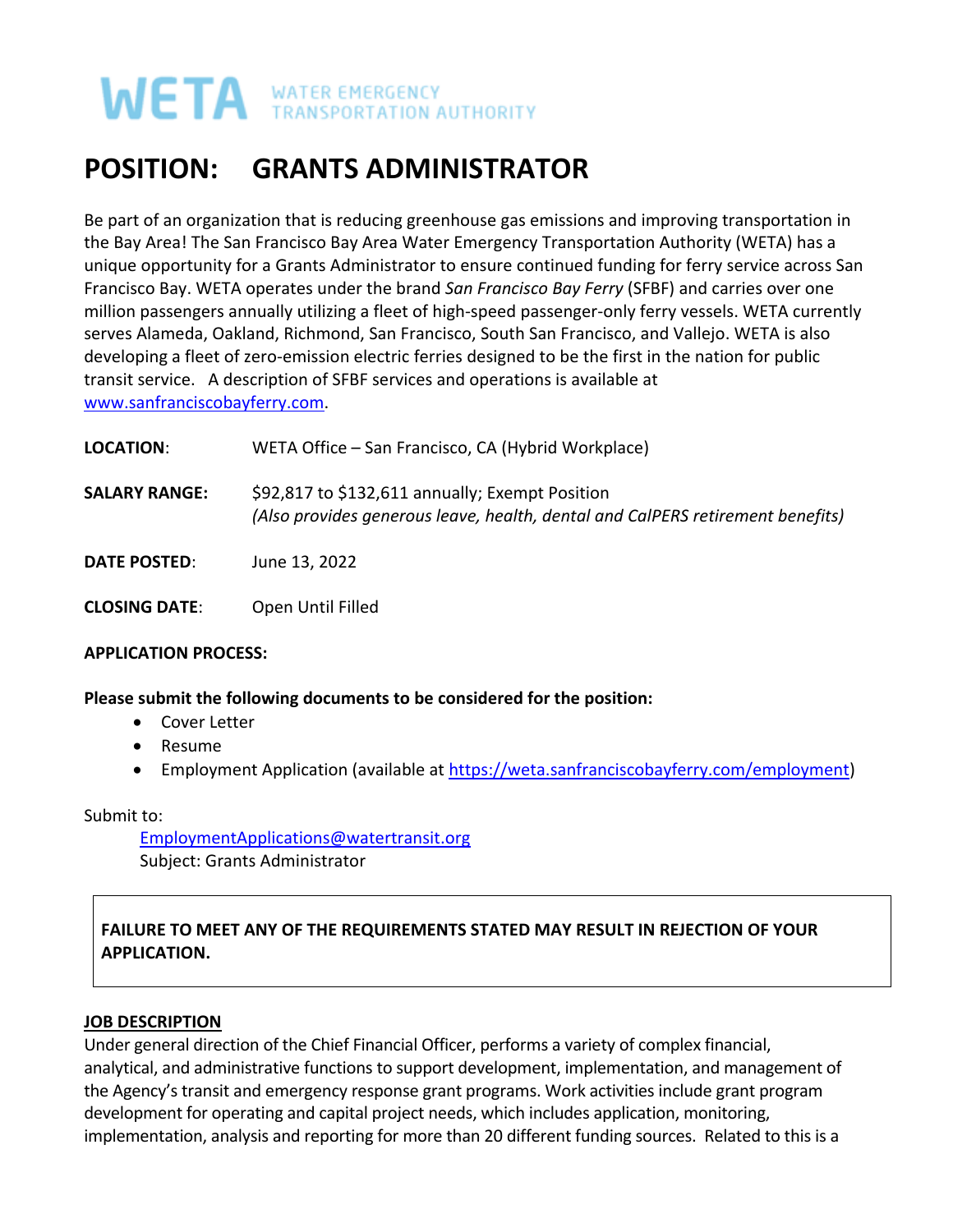WETA WATER EMERGENCY TRANSPORTATION AUTHORITY

# POSITION: GRANTS ADMINISTRATOR

Be part of an organization that is reducing greenhouse gas emissions and improving transportation in the Bay Area! The San Francisco Bay Area Water Emergency Transportation Authority (WETA) has a unique opportunity for a Grants Administrator to ensure continued funding for ferry service across San Francisco Bay. WETA operates under the brand *San Francisco Bay Ferry* (SFBF) and carries over one million passengers annually utilizing a fleet of high-speed passenger-only ferry vessels. WETA currently serves Alameda, Oakland, Richmond, San Francisco, South San Francisco, and Vallejo. WETA is also developing a fleet of zero-emission electric ferries designed to be the first in the nation for public transit service. A description of SFBF services and operations is available at [www.sanfranciscobayferry.com](http://www.sanfranciscobayferry.com).

**LOCATION**: WETA Office – San Francisco, CA (Hybrid Workplace)

**SALARY RANGE:** $92,817 to $132,611 annually; Exempt Position
*(Also provides generous leave, health, dental and CalPERS retirement benefits)*

**DATE POSTED**: June 13, 2022

**CLOSING DATE**: Open Until Filled

**APPLICATION PROCESS:**

**Please submit the following documents to be considered for the position:**

- Cover Letter
- Resume
- Employment Application (available at [https://weta.sanfranciscobayferry.com/employment](https://weta.sanfranciscobayferry.com/employment))

Submit to:

[EmploymentApplications@watertransit.org](mailto:EmploymentApplications@watertransit.org)
Subject: Grants Administrator

**FAILURE TO MEET ANY OF THE REQUIREMENTS STATED MAY RESULT IN REJECTION OF YOUR APPLICATION.**

## JOB DESCRIPTION

Under general direction of the Chief Financial Officer, performs a variety of complex financial, analytical, and administrative functions to support development, implementation, and management of the Agency's transit and emergency response grant programs. Work activities include grant program development for operating and capital project needs, which includes application, monitoring, implementation, analysis and reporting for more than 20 different funding sources. Related to this is a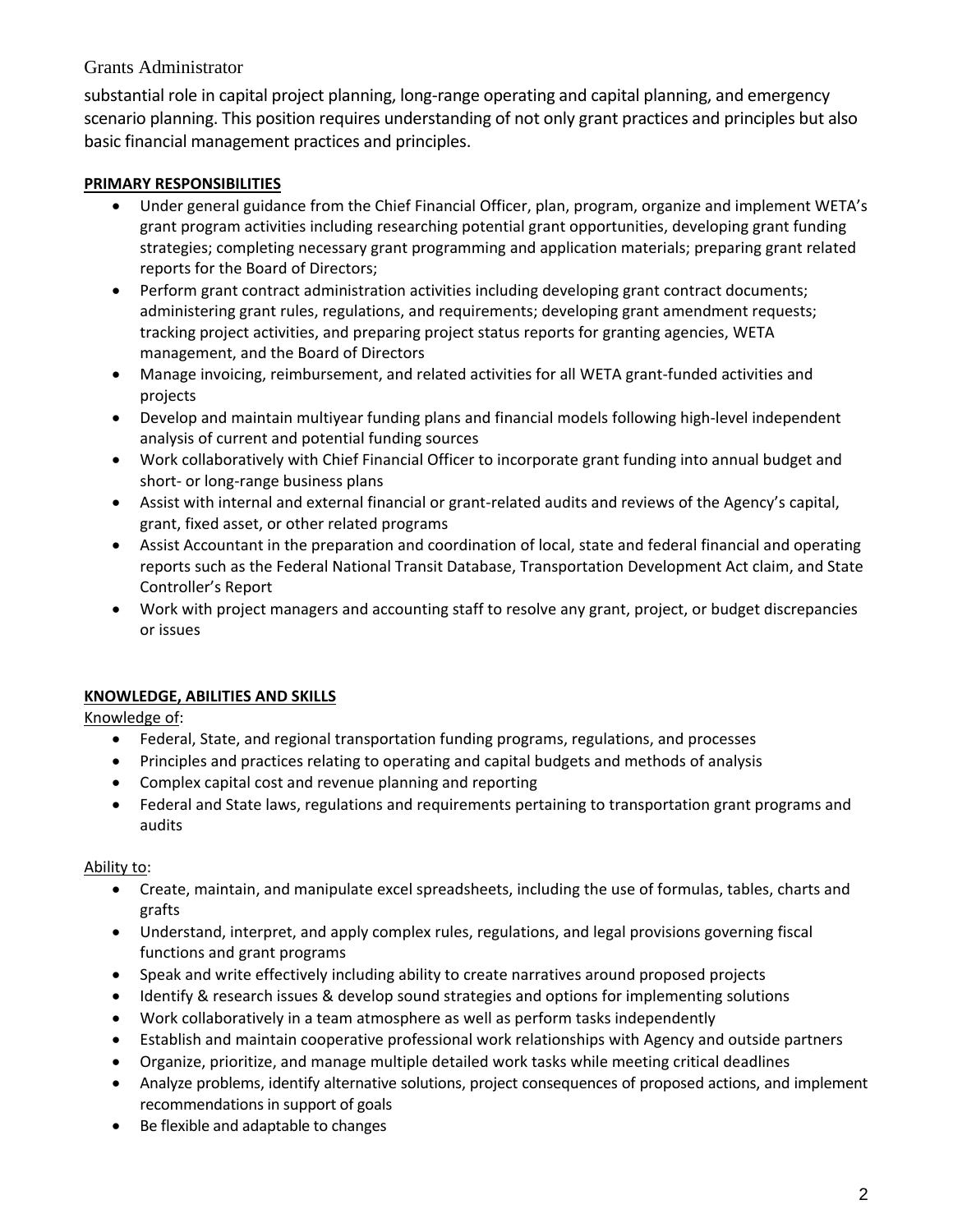substantial role in capital project planning, long-range operating and capital planning, and emergency scenario planning. This position requires understanding of not only grant practices and principles but also basic financial management practices and principles.

## PRIMARY RESPONSIBILITIES

- Under general guidance from the Chief Financial Officer, plan, program, organize and implement WETA's grant program activities including researching potential grant opportunities, developing grant funding strategies; completing necessary grant programming and application materials; preparing grant related reports for the Board of Directors;
- Perform grant contract administration activities including developing grant contract documents; administering grant rules, regulations, and requirements; developing grant amendment requests; tracking project activities, and preparing project status reports for granting agencies, WETA management, and the Board of Directors
- Manage invoicing, reimbursement, and related activities for all WETA grant-funded activities and projects
- Develop and maintain multiyear funding plans and financial models following high-level independent analysis of current and potential funding sources
- Work collaboratively with Chief Financial Officer to incorporate grant funding into annual budget and short- or long-range business plans
- Assist with internal and external financial or grant-related audits and reviews of the Agency's capital, grant, fixed asset, or other related programs
- Assist Accountant in the preparation and coordination of local, state and federal financial and operating reports such as the Federal National Transit Database, Transportation Development Act claim, and State Controller's Report
- Work with project managers and accounting staff to resolve any grant, project, or budget discrepancies or issues

## KNOWLEDGE, ABILITIES AND SKILLS

Knowledge of:

- Federal, State, and regional transportation funding programs, regulations, and processes
- Principles and practices relating to operating and capital budgets and methods of analysis
- Complex capital cost and revenue planning and reporting
- Federal and State laws, regulations and requirements pertaining to transportation grant programs and audits

Ability to:

- Create, maintain, and manipulate excel spreadsheets, including the use of formulas, tables, charts and grafts
- Understand, interpret, and apply complex rules, regulations, and legal provisions governing fiscal functions and grant programs
- Speak and write effectively including ability to create narratives around proposed projects
- Identify & research issues & develop sound strategies and options for implementing solutions
- Work collaboratively in a team atmosphere as well as perform tasks independently
- Establish and maintain cooperative professional work relationships with Agency and outside partners
- Organize, prioritize, and manage multiple detailed work tasks while meeting critical deadlines
- Analyze problems, identify alternative solutions, project consequences of proposed actions, and implement recommendations in support of goals
- Be flexible and adaptable to changes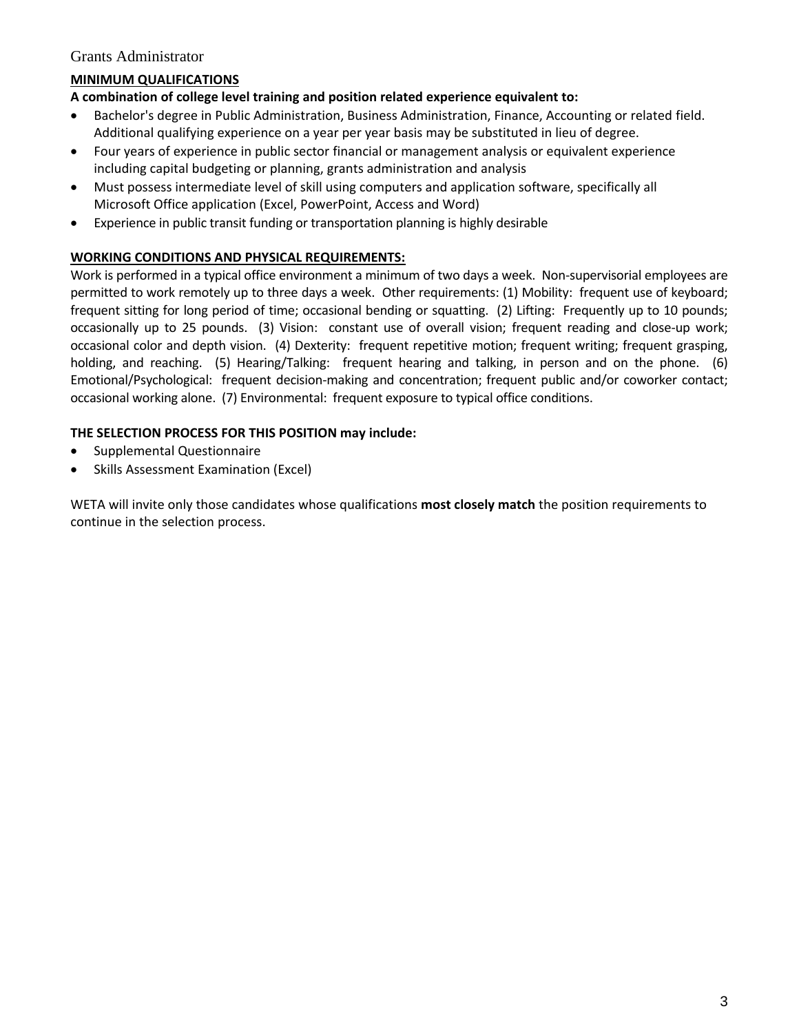**MINIMUM QUALIFICATIONS**

**A combination of college level training and position related experience equivalent to:**

- Bachelor's degree in Public Administration, Business Administration, Finance, Accounting or related field. Additional qualifying experience on a year per year basis may be substituted in lieu of degree.
- Four years of experience in public sector financial or management analysis or equivalent experience including capital budgeting or planning, grants administration and analysis
- Must possess intermediate level of skill using computers and application software, specifically all Microsoft Office application (Excel, PowerPoint, Access and Word)
- Experience in public transit funding or transportation planning is highly desirable

**WORKING CONDITIONS AND PHYSICAL REQUIREMENTS:**

Work is performed in a typical office environment a minimum of two days a week. Non-supervisorial employees are permitted to work remotely up to three days a week. Other requirements: (1) Mobility: frequent use of keyboard; frequent sitting for long period of time; occasional bending or squatting. (2) Lifting: Frequently up to 10 pounds; occasionally up to 25 pounds. (3) Vision: constant use of overall vision; frequent reading and close-up work; occasional color and depth vision. (4) Dexterity: frequent repetitive motion; frequent writing; frequent grasping, holding, and reaching. (5) Hearing/Talking: frequent hearing and talking, in person and on the phone. (6) Emotional/Psychological: frequent decision-making and concentration; frequent public and/or coworker contact; occasional working alone. (7) Environmental: frequent exposure to typical office conditions.

**THE SELECTION PROCESS FOR THIS POSITION may include:**

- Supplemental Questionnaire
- Skills Assessment Examination (Excel)

WETA will invite only those candidates whose qualifications **most closely match** the position requirements to continue in the selection process.